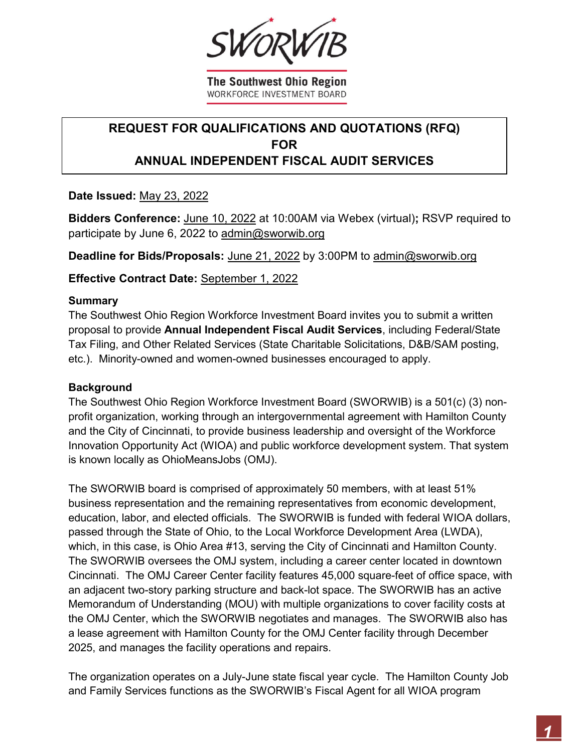SWORWIB

The Southwest Ohio Region
WORKFORCE INVESTMENT BOARD

# REQUEST FOR QUALIFICATIONS AND QUOTATIONS (RFQ) FOR ANNUAL INDEPENDENT FISCAL AUDIT SERVICES

**Date Issued:** May 23, 2022

**Bidders Conference:** June 10, 2022 at 10:00AM via Webex (virtual)**;** RSVP required to participate by June 6, 2022 to admin@sworwib.org

**Deadline for Bids/Proposals:** June 21, 2022 by 3:00PM to admin@sworwib.org

**Effective Contract Date:** September 1, 2022

## Summary

The Southwest Ohio Region Workforce Investment Board invites you to submit a written proposal to provide **Annual Independent Fiscal Audit Services**, including Federal/State Tax Filing, and Other Related Services (State Charitable Solicitations, D&B/SAM posting, etc.). Minority-owned and women-owned businesses encouraged to apply.

## Background

The Southwest Ohio Region Workforce Investment Board (SWORWIB) is a 501(c) (3) non-profit organization, working through an intergovernmental agreement with Hamilton County and the City of Cincinnati, to provide business leadership and oversight of the Workforce Innovation Opportunity Act (WIOA) and public workforce development system. That system is known locally as OhioMeansJobs (OMJ).

The SWORWIB board is comprised of approximately 50 members, with at least 51% business representation and the remaining representatives from economic development, education, labor, and elected officials. The SWORWIB is funded with federal WIOA dollars, passed through the State of Ohio, to the Local Workforce Development Area (LWDA), which, in this case, is Ohio Area #13, serving the City of Cincinnati and Hamilton County. The SWORWIB oversees the OMJ system, including a career center located in downtown Cincinnati. The OMJ Career Center facility features 45,000 square-feet of office space, with an adjacent two-story parking structure and back-lot space. The SWORWIB has an active Memorandum of Understanding (MOU) with multiple organizations to cover facility costs at the OMJ Center, which the SWORWIB negotiates and manages. The SWORWIB also has a lease agreement with Hamilton County for the OMJ Center facility through December 2025, and manages the facility operations and repairs.

The organization operates on a July-June state fiscal year cycle. The Hamilton County Job and Family Services functions as the SWORWIB's Fiscal Agent for all WIOA program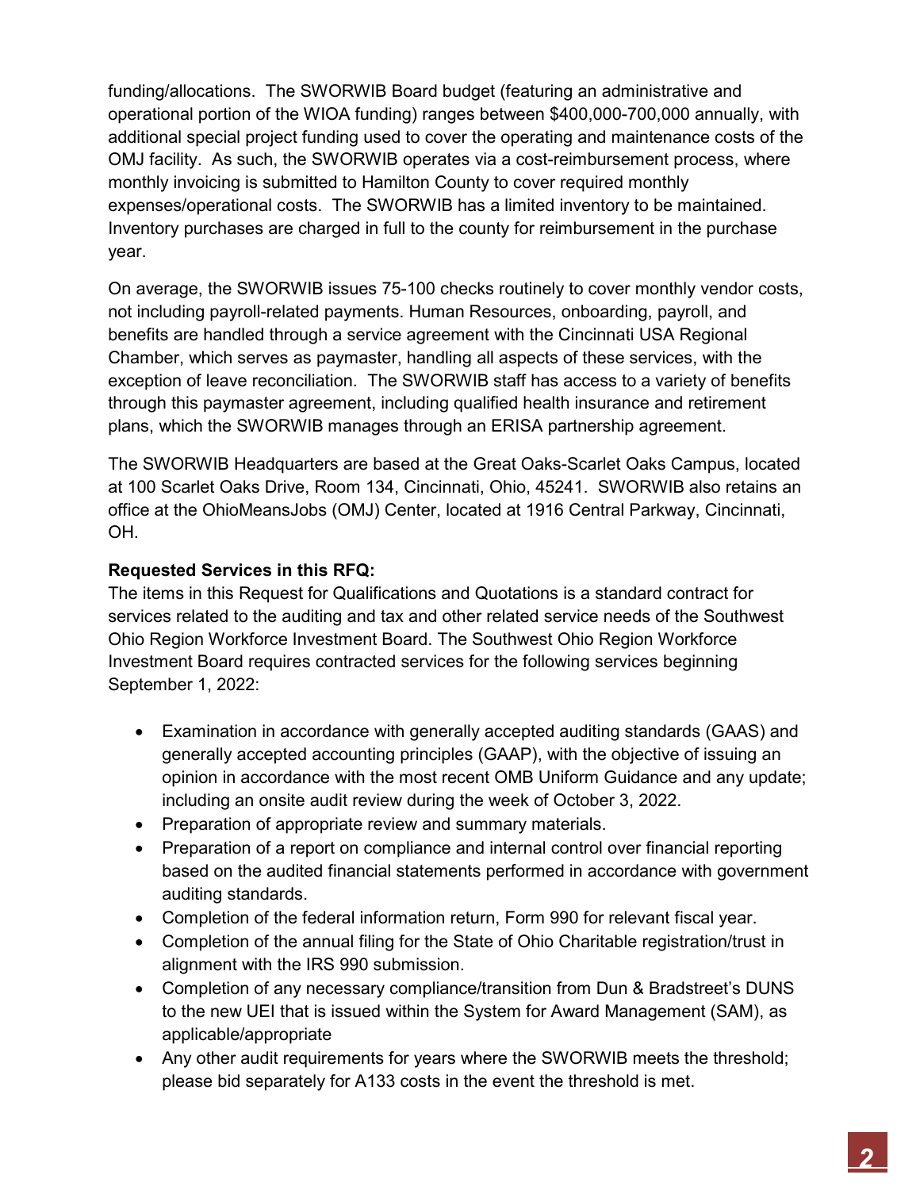funding/allocations. The SWORWIB Board budget (featuring an administrative and operational portion of the WIOA funding) ranges between $400,000-700,000 annually, with additional special project funding used to cover the operating and maintenance costs of the OMJ facility. As such, the SWORWIB operates via a cost-reimbursement process, where monthly invoicing is submitted to Hamilton County to cover required monthly expenses/operational costs. The SWORWIB has a limited inventory to be maintained. Inventory purchases are charged in full to the county for reimbursement in the purchase year.

On average, the SWORWIB issues 75-100 checks routinely to cover monthly vendor costs, not including payroll-related payments. Human Resources, onboarding, payroll, and benefits are handled through a service agreement with the Cincinnati USA Regional Chamber, which serves as paymaster, handling all aspects of these services, with the exception of leave reconciliation. The SWORWIB staff has access to a variety of benefits through this paymaster agreement, including qualified health insurance and retirement plans, which the SWORWIB manages through an ERISA partnership agreement.

The SWORWIB Headquarters are based at the Great Oaks-Scarlet Oaks Campus, located at 100 Scarlet Oaks Drive, Room 134, Cincinnati, Ohio, 45241. SWORWIB also retains an office at the OhioMeansJobs (OMJ) Center, located at 1916 Central Parkway, Cincinnati, OH.

**Requested Services in this RFQ:**
The items in this Request for Qualifications and Quotations is a standard contract for services related to the auditing and tax and other related service needs of the Southwest Ohio Region Workforce Investment Board. The Southwest Ohio Region Workforce Investment Board requires contracted services for the following services beginning September 1, 2022:

- Examination in accordance with generally accepted auditing standards (GAAS) and generally accepted accounting principles (GAAP), with the objective of issuing an opinion in accordance with the most recent OMB Uniform Guidance and any update; including an onsite audit review during the week of October 3, 2022.
- Preparation of appropriate review and summary materials.
- Preparation of a report on compliance and internal control over financial reporting based on the audited financial statements performed in accordance with government auditing standards.
- Completion of the federal information return, Form 990 for relevant fiscal year.
- Completion of the annual filing for the State of Ohio Charitable registration/trust in alignment with the IRS 990 submission.
- Completion of any necessary compliance/transition from Dun & Bradstreet's DUNS to the new UEI that is issued within the System for Award Management (SAM), as applicable/appropriate
- Any other audit requirements for years where the SWORWIB meets the threshold; please bid separately for A133 costs in the event the threshold is met.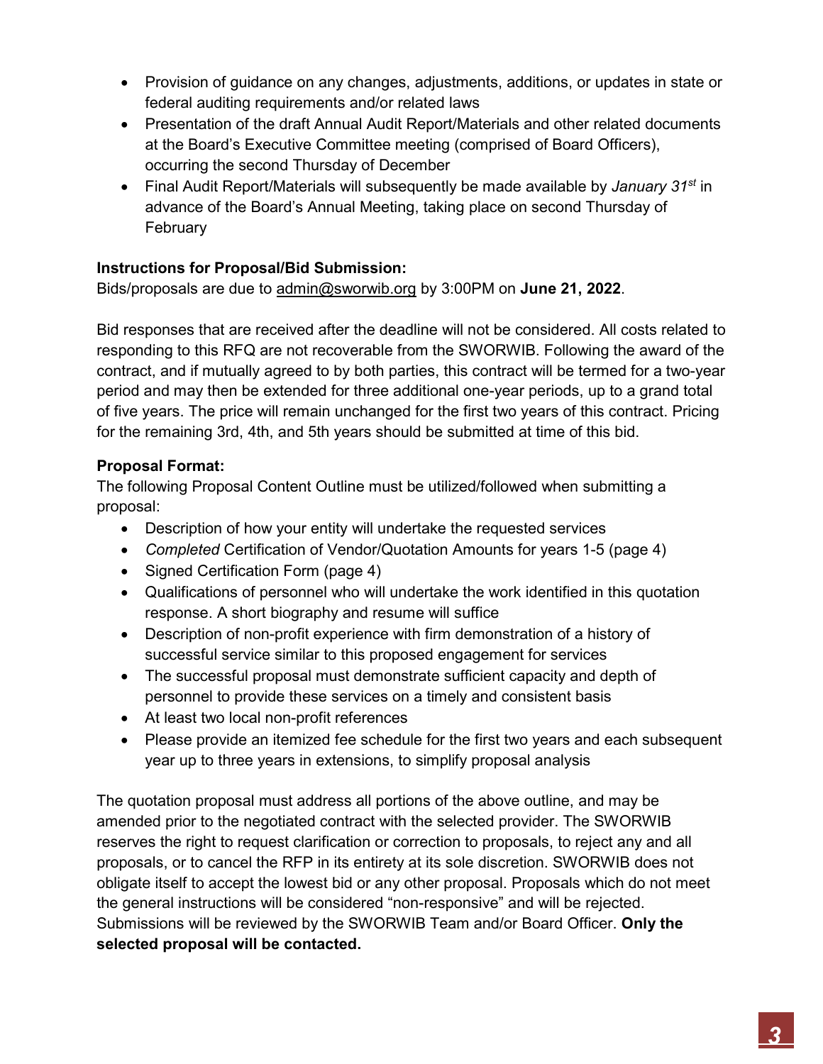- Provision of guidance on any changes, adjustments, additions, or updates in state or federal auditing requirements and/or related laws
- Presentation of the draft Annual Audit Report/Materials and other related documents at the Board's Executive Committee meeting (comprised of Board Officers), occurring the second Thursday of December
- Final Audit Report/Materials will subsequently be made available by *January 31st* in advance of the Board's Annual Meeting, taking place on second Thursday of February

**Instructions for Proposal/Bid Submission:**

Bids/proposals are due to admin@sworwib.org by 3:00PM on **June 21, 2022**.

Bid responses that are received after the deadline will not be considered. All costs related to responding to this RFQ are not recoverable from the SWORWIB. Following the award of the contract, and if mutually agreed to by both parties, this contract will be termed for a two-year period and may then be extended for three additional one-year periods, up to a grand total of five years. The price will remain unchanged for the first two years of this contract. Pricing for the remaining 3rd, 4th, and 5th years should be submitted at time of this bid.

**Proposal Format:**

The following Proposal Content Outline must be utilized/followed when submitting a proposal:

- Description of how your entity will undertake the requested services
- *Completed* Certification of Vendor/Quotation Amounts for years 1-5 (page 4)
- Signed Certification Form (page 4)
- Qualifications of personnel who will undertake the work identified in this quotation response. A short biography and resume will suffice
- Description of non-profit experience with firm demonstration of a history of successful service similar to this proposed engagement for services
- The successful proposal must demonstrate sufficient capacity and depth of personnel to provide these services on a timely and consistent basis
- At least two local non-profit references
- Please provide an itemized fee schedule for the first two years and each subsequent year up to three years in extensions, to simplify proposal analysis

The quotation proposal must address all portions of the above outline, and may be amended prior to the negotiated contract with the selected provider. The SWORWIB reserves the right to request clarification or correction to proposals, to reject any and all proposals, or to cancel the RFP in its entirety at its sole discretion. SWORWIB does not obligate itself to accept the lowest bid or any other proposal. Proposals which do not meet the general instructions will be considered "non-responsive" and will be rejected. Submissions will be reviewed by the SWORWIB Team and/or Board Officer. **Only the selected proposal will be contacted.**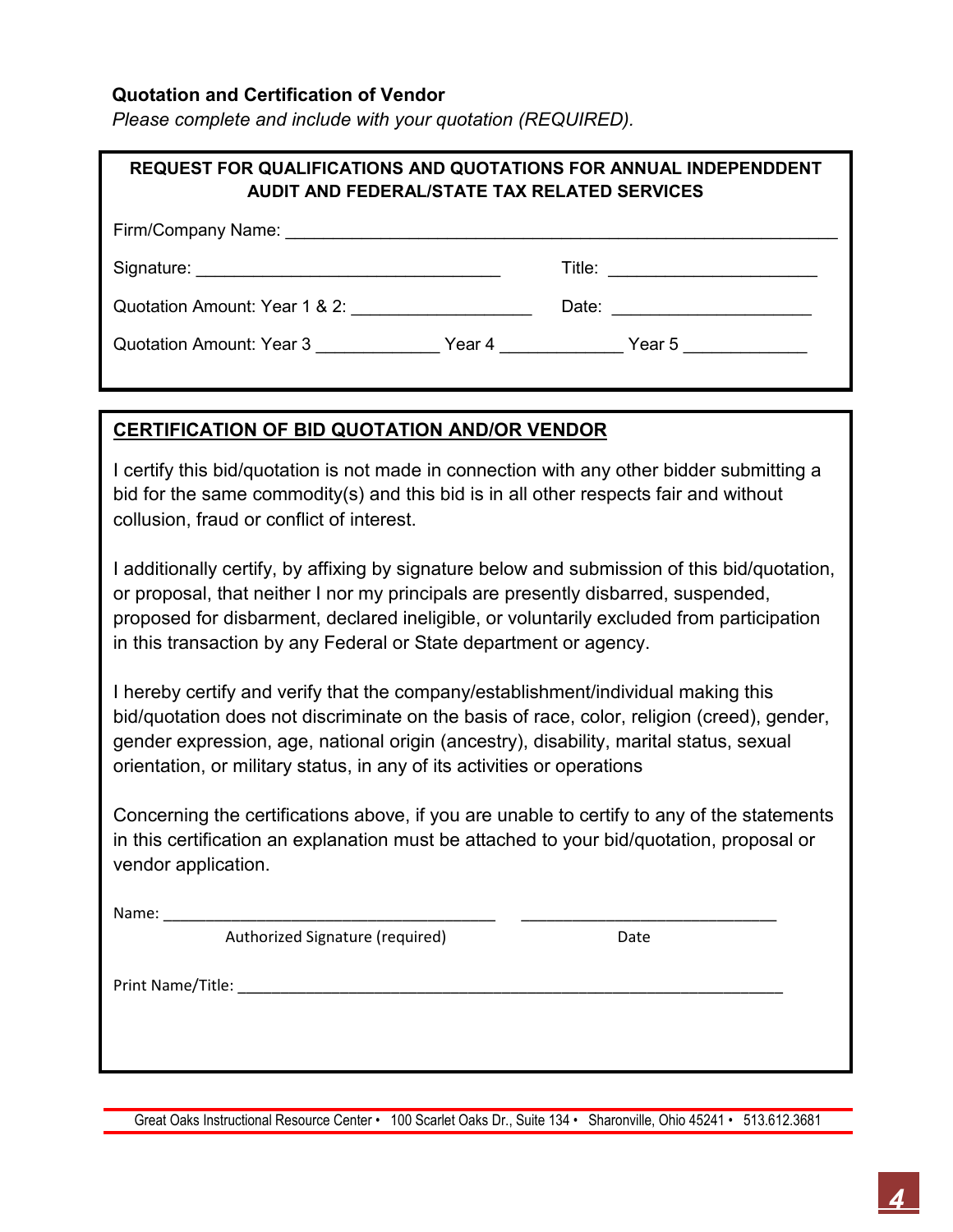**Quotation and Certification of Vendor**

*Please complete and include with your quotation (REQUIRED).*

**REQUEST FOR QUALIFICATIONS AND QUOTATIONS FOR ANNUAL INDEPENDDENT AUDIT AND FEDERAL/STATE TAX RELATED SERVICES**

Firm/Company Name: ____________________________________________________________

Signature: _________________________________ Title: ______________________

Quotation Amount: Year 1 & 2: ___________________ Date: _____________________

Quotation Amount: Year 3 _____________ Year 4 _____________ Year 5 _____________

**CERTIFICATION OF BID QUOTATION AND/OR VENDOR**

I certify this bid/quotation is not made in connection with any other bidder submitting a bid for the same commodity(s) and this bid is in all other respects fair and without collusion, fraud or conflict of interest.

I additionally certify, by affixing by signature below and submission of this bid/quotation, or proposal, that neither I nor my principals are presently disbarred, suspended, proposed for disbarment, declared ineligible, or voluntarily excluded from participation in this transaction by any Federal or State department or agency.

I hereby certify and verify that the company/establishment/individual making this bid/quotation does not discriminate on the basis of race, color, religion (creed), gender, gender expression, age, national origin (ancestry), disability, marital status, sexual orientation, or military status, in any of its activities or operations

Concerning the certifications above, if you are unable to certify to any of the statements in this certification an explanation must be attached to your bid/quotation, proposal or vendor application.

Name: _____________________________________ _____________________________

Authorized Signature (required) Date

Print Name/Title: ______________________________________________________________

Great Oaks Instructional Resource Center • 100 Scarlet Oaks Dr., Suite 134 • Sharonville, Ohio 45241 • 513.612.3681